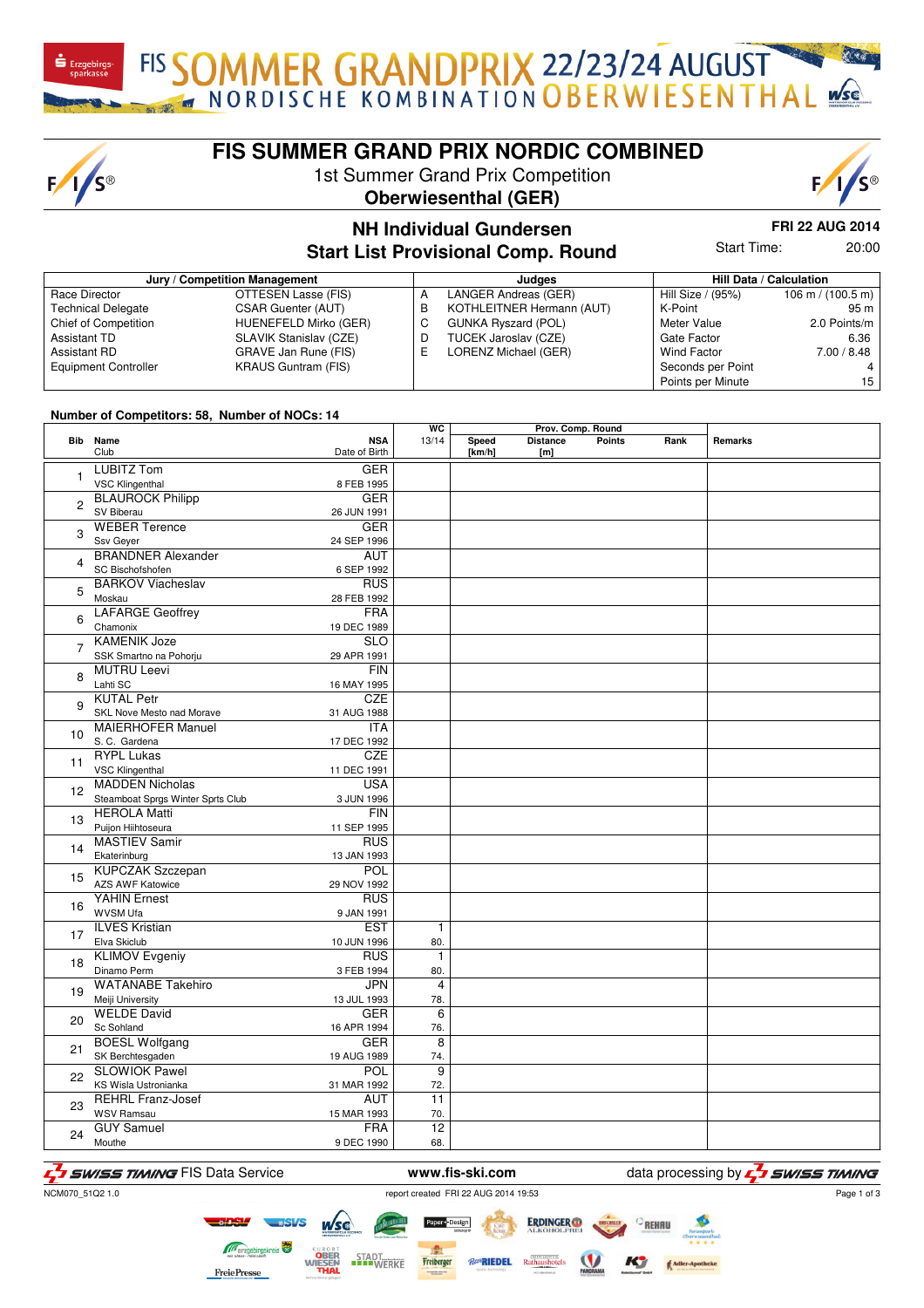# FIS SUMMER GRAND PRIX NORDIC COMBINED

1st Summer Grand Prix Competition

**Oberwiesenthal (GER)**

## NH Individual Gundersen

## Start List Provisional Comp. Round

**FRI 22 AUG 2014**

Start Time: 20:00

| Jury / Competition Management | | Judges | | Hill Data / Calculation | |
|---|---|---|---|---|---|
| Race Director | OTTESEN Lasse (FIS) | A | LANGER Andreas (GER) | Hill Size / (95%) | 106 m / (100.5 m) |
| Technical Delegate | CSAR Guenter (AUT) | B | KOTHLEITNER Hermann (AUT) | K-Point | 95 m |
| Chief of Competition | HUENEFELD Mirko (GER) | C | GUNKA Ryszard (POL) | Meter Value | 2.0 Points/m |
| Assistant TD | SLAVIK Stanislav (CZE) | D | TUCEK Jaroslav (CZE) | Gate Factor | 6.36 |
| Assistant RD | GRAVE Jan Rune (FIS) | E | LORENZ Michael (GER) | Wind Factor | 7.00 / 8.48 |
| Equipment Controller | KRAUS Guntram (FIS) | | | Seconds per Point | 4 |
| | | | | Points per Minute | 15 |

Number of Competitors: 58, Number of NOCs: 14

| Bib | Name / Club | NSA / Date of Birth | WC 13/14 | Speed [km/h] | Distance [m] | Points | Rank | Remarks |
|---|---|---|---|---|---|---|---|---|
| 1 | LUBITZ Tom / VSC Klingenthal | GER / 8 FEB 1995 | | | | | | |
| 2 | BLAUROCK Philipp / SV Biberau | GER / 26 JUN 1991 | | | | | | |
| 3 | WEBER Terence / Ssv Geyer | GER / 24 SEP 1996 | | | | | | |
| 4 | BRANDNER Alexander / SC Bischofshofen | AUT / 6 SEP 1992 | | | | | | |
| 5 | BARKOV Viacheslav / Moskau | RUS / 28 FEB 1992 | | | | | | |
| 6 | LAFARGE Geoffrey / Chamonix | FRA / 19 DEC 1989 | | | | | | |
| 7 | KAMENIK Joze / SSK Smartno na Pohorju | SLO / 29 APR 1991 | | | | | | |
| 8 | MUTRU Leevi / Lahti SC | FIN / 16 MAY 1995 | | | | | | |
| 9 | KUTAL Petr / SKL Nove Mesto nad Morave | CZE / 31 AUG 1988 | | | | | | |
| 10 | MAIERHOFER Manuel / S. C. Gardena | ITA / 17 DEC 1992 | | | | | | |
| 11 | RYPL Lukas / VSC Klingenthal | CZE / 11 DEC 1991 | | | | | | |
| 12 | MADDEN Nicholas / Steamboat Sprgs Winter Sprts Club | USA / 3 JUN 1996 | | | | | | |
| 13 | HEROLA Matti / Puijon Hiihtoseura | FIN / 11 SEP 1995 | | | | | | |
| 14 | MASTIEV Samir / Ekaterinburg | RUS / 13 JAN 1993 | | | | | | |
| 15 | KUPCZAK Szczepan / AZS AWF Katowice | POL / 29 NOV 1992 | | | | | | |
| 16 | YAHIN Ernest / WVSM Ufa | RUS / 9 JAN 1991 | | | | | | |
| 17 | ILVES Kristian / Elva Skiclub | EST / 10 JUN 1996 | 1 / 80. | | | | | |
| 18 | KLIMOV Evgeniy / Dinamo Perm | RUS / 3 FEB 1994 | 1 / 80. | | | | | |
| 19 | WATANABE Takehiro / Meiji University | JPN / 13 JUL 1993 | 4 / 78. | | | | | |
| 20 | WELDE David / Sc Sohland | GER / 16 APR 1994 | 6 / 76. | | | | | |
| 21 | BOESL Wolfgang / SK Berchtesgaden | GER / 19 AUG 1989 | 8 / 74. | | | | | |
| 22 | SLOWIOK Pawel / KS Wisla Ustronianka | POL / 31 MAR 1992 | 9 / 72. | | | | | |
| 23 | REHRL Franz-Josef / WSV Ramsau | AUT / 15 MAR 1993 | 11 / 70. | | | | | |
| 24 | GUY Samuel / Mouthe | FRA / 9 DEC 1990 | 12 / 68. | | | | | |

SWISS TIMING FIS Data Service — www.fis-ski.com — data processing by SWISS TIMING

NCM070_51Q2 1.0 — report created FRI 22 AUG 2014 19:53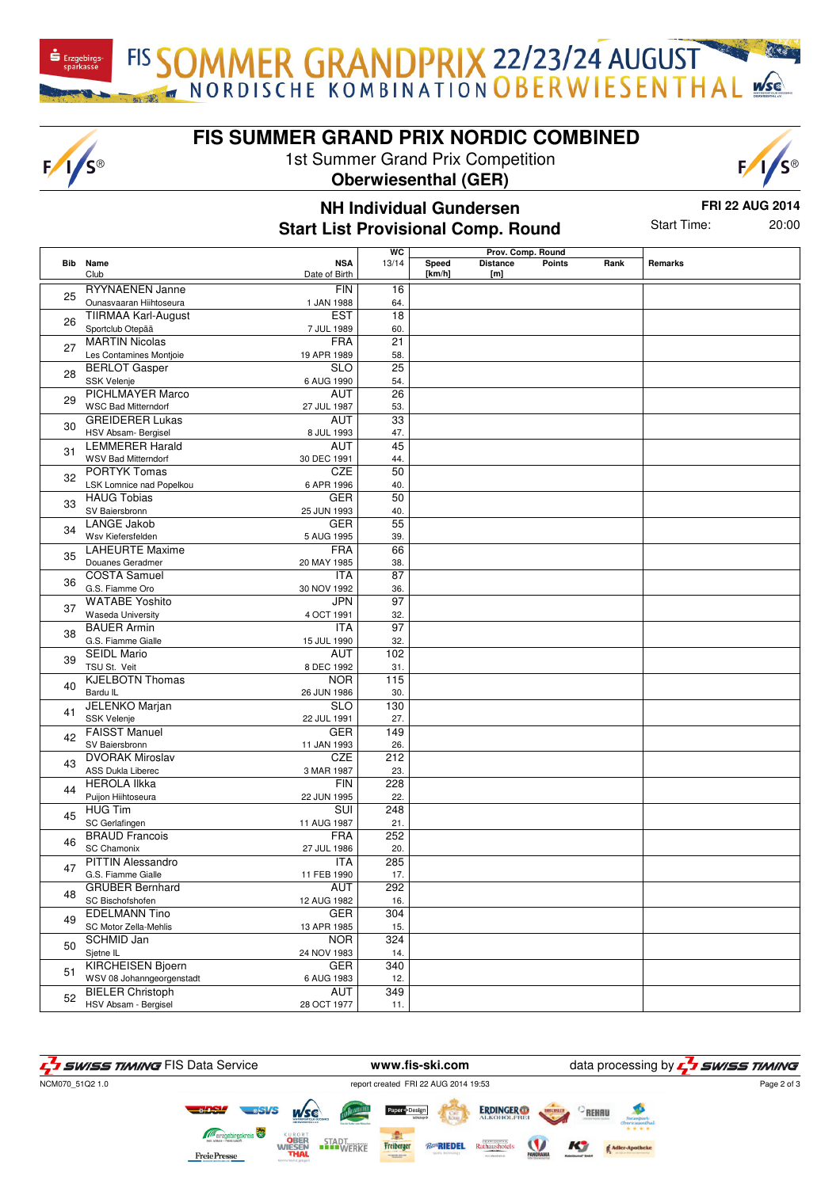# FIS SUMMER GRAND PRIX NORDIC COMBINED

1st Summer Grand Prix Competition

**Oberwiesenthal (GER)**

## NH Individual Gundersen

## Start List Provisional Comp. Round

**FRI 22 AUG 2014**

Start Time: 20:00

| Bib | Name / Club | NSA / Date of Birth | WC 13/14 | Speed [km/h] | Distance [m] | Points | Rank | Remarks |
|---|---|---|---|---|---|---|---|---|
| 25 | RYYNAENEN Janne / Ounasvaaran Hiihtoseura | FIN / 1 JAN 1988 | 16 / 64. | | | | | |
| 26 | TIIRMAA Karl-August / Sportclub Otepää | EST / 7 JUL 1989 | 18 / 60. | | | | | |
| 27 | MARTIN Nicolas / Les Contamines Montjoie | FRA / 19 APR 1989 | 21 / 58. | | | | | |
| 28 | BERLOT Gasper / SSK Velenje | SLO / 6 AUG 1990 | 25 / 54. | | | | | |
| 29 | PICHLMAYER Marco / WSC Bad Mitterndorf | AUT / 27 JUL 1987 | 26 / 53. | | | | | |
| 30 | GREIDERER Lukas / HSV Absam- Bergisel | AUT / 8 JUL 1993 | 33 / 47. | | | | | |
| 31 | LEMMERER Harald / WSV Bad Mitterndorf | AUT / 30 DEC 1991 | 45 / 44. | | | | | |
| 32 | PORTYK Tomas / LSK Lomnice nad Popelkou | CZE / 6 APR 1996 | 50 / 40. | | | | | |
| 33 | HAUG Tobias / SV Baiersbronn | GER / 25 JUN 1993 | 50 / 40. | | | | | |
| 34 | LANGE Jakob / Wsv Kiefersfelden | GER / 5 AUG 1995 | 55 / 39. | | | | | |
| 35 | LAHEURTE Maxime / Douanes Geradmer | FRA / 20 MAY 1985 | 66 / 38. | | | | | |
| 36 | COSTA Samuel / G.S. Fiamme Oro | ITA / 30 NOV 1992 | 87 / 36. | | | | | |
| 37 | WATABE Yoshito / Waseda University | JPN / 4 OCT 1991 | 97 / 32. | | | | | |
| 38 | BAUER Armin / G.S. Fiamme Gialle | ITA / 15 JUL 1990 | 97 / 32. | | | | | |
| 39 | SEIDL Mario / TSU St. Veit | AUT / 8 DEC 1992 | 102 / 31. | | | | | |
| 40 | KJELBOTN Thomas / Bardu IL | NOR / 26 JUN 1986 | 115 / 30. | | | | | |
| 41 | JELENKO Marjan / SSK Velenje | SLO / 22 JUL 1991 | 130 / 27. | | | | | |
| 42 | FAISST Manuel / SV Baiersbronn | GER / 11 JAN 1993 | 149 / 26. | | | | | |
| 43 | DVORAK Miroslav / ASS Dukla Liberec | CZE / 3 MAR 1987 | 212 / 23. | | | | | |
| 44 | HEROLA Ilkka / Puijon Hiihtoseura | FIN / 22 JUN 1995 | 228 / 22. | | | | | |
| 45 | HUG Tim / SC Gerlafingen | SUI / 11 AUG 1987 | 248 / 21. | | | | | |
| 46 | BRAUD Francois / SC Chamonix | FRA / 27 JUL 1986 | 252 / 20. | | | | | |
| 47 | PITTIN Alessandro / G.S. Fiamme Gialle | ITA / 11 FEB 1990 | 285 / 17. | | | | | |
| 48 | GRUBER Bernhard / SC Bischofshofen | AUT / 12 AUG 1982 | 292 / 16. | | | | | |
| 49 | EDELMANN Tino / SC Motor Zella-Mehlis | GER / 13 APR 1985 | 304 / 15. | | | | | |
| 50 | SCHMID Jan / Sjetne IL | NOR / 24 NOV 1983 | 324 / 14. | | | | | |
| 51 | KIRCHEISEN Bjoern / WSV 08 Johanngeorgenstadt | GER / 6 AUG 1983 | 340 / 12. | | | | | |
| 52 | BIELER Christoph / HSV Absam - Bergisel | AUT / 28 OCT 1977 | 349 / 11. | | | | | |

NCM070_51Q2 1.0 report created FRI 22 AUG 2014 19:53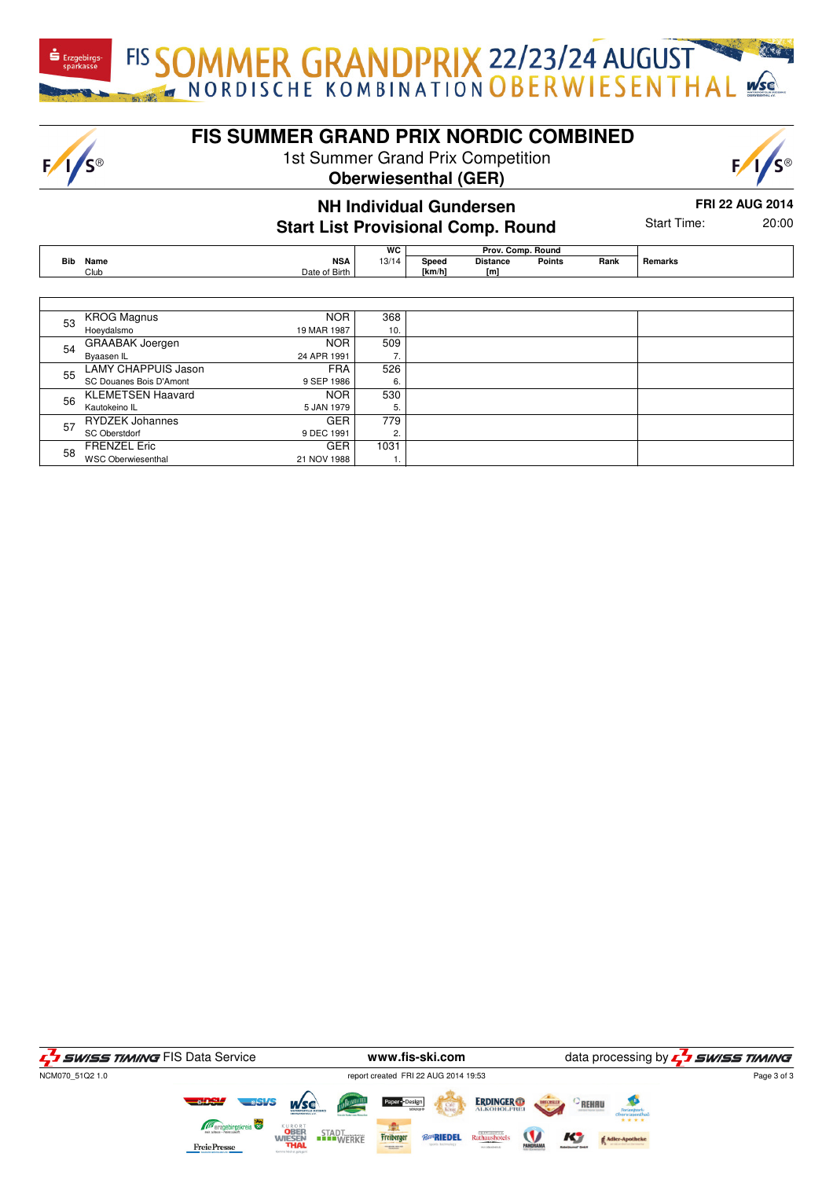# FIS SUMMER GRAND PRIX NORDIC COMBINED

1st Summer Grand Prix Competition

**Oberwiesenthal (GER)**

## NH Individual Gundersen

## Start List Provisional Comp. Round

**FRI 22 AUG 2014**

Start Time: 20:00

| Bib | Name / Club | NSA / Date of Birth | WC 13/14 | Prov. Comp. Round Speed [km/h] | Distance [m] | Points | Rank | Remarks |
|---|---|---|---|---|---|---|---|---|
| 53 | KROG Magnus / Hoeydalsmo | NOR / 19 MAR 1987 | 368 / 10. | | | | | |
| 54 | GRAABAK Joergen / Byaasen IL | NOR / 24 APR 1991 | 509 / 7. | | | | | |
| 55 | LAMY CHAPPUIS Jason / SC Douanes Bois D'Amont | FRA / 9 SEP 1986 | 526 / 6. | | | | | |
| 56 | KLEMETSEN Haavard / Kautokeino IL | NOR / 5 JAN 1979 | 530 / 5. | | | | | |
| 57 | RYDZEK Johannes / SC Oberstdorf | GER / 9 DEC 1991 | 779 / 2. | | | | | |
| 58 | FRENZEL Eric / WSC Oberwiesenthal | GER / 21 NOV 1988 | 1031 / 1. | | | | | |

SWISS TIMING FIS Data Service www.fis-ski.com data processing by SWISS TIMING

NCM070_51Q2 1.0 report created FRI 22 AUG 2014 19:53